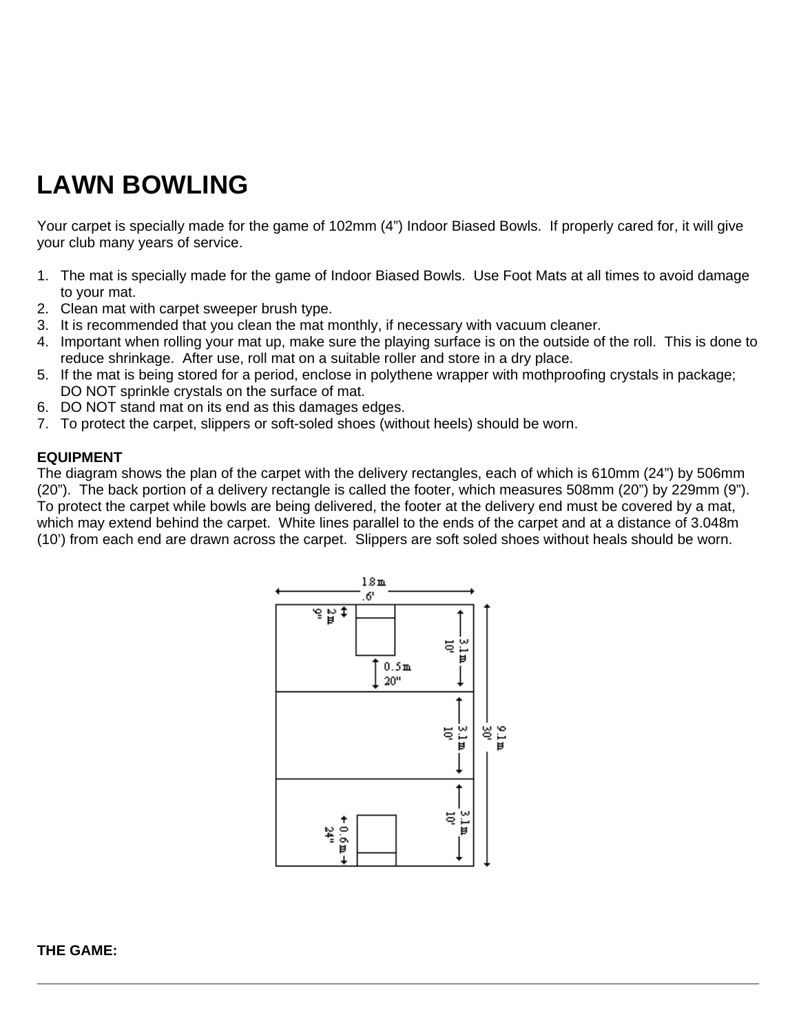# LAWN BOWLING

Your carpet is specially made for the game of 102mm (4") Indoor Biased Bowls. If properly cared for, it will give your club many years of service.

1. The mat is specially made for the game of Indoor Biased Bowls. Use Foot Mats at all times to avoid damage to your mat.
2. Clean mat with carpet sweeper brush type.
3. It is recommended that you clean the mat monthly, if necessary with vacuum cleaner.
4. Important when rolling your mat up, make sure the playing surface is on the outside of the roll. This is done to reduce shrinkage. After use, roll mat on a suitable roller and store in a dry place.
5. If the mat is being stored for a period, enclose in polythene wrapper with mothproofing crystals in package; DO NOT sprinkle crystals on the surface of mat.
6. DO NOT stand mat on its end as this damages edges.
7. To protect the carpet, slippers or soft-soled shoes (without heels) should be worn.

**EQUIPMENT**

The diagram shows the plan of the carpet with the delivery rectangles, each of which is 610mm (24") by 506mm (20"). The back portion of a delivery rectangle is called the footer, which measures 508mm (20") by 229mm (9"). To protect the carpet while bowls are being delivered, the footer at the delivery end must be covered by a mat, which may extend behind the carpet. White lines parallel to the ends of the carpet and at a distance of 3.048m (10') from each end are drawn across the carpet. Slippers are soft soled shoes without heals should be worn.

1.8m
.6'
2m
9"
0.5m
20"
3.1m
10'
3.1m
10'
3.1m
10'
9.1m
30'
0.6m
24"

**THE GAME:**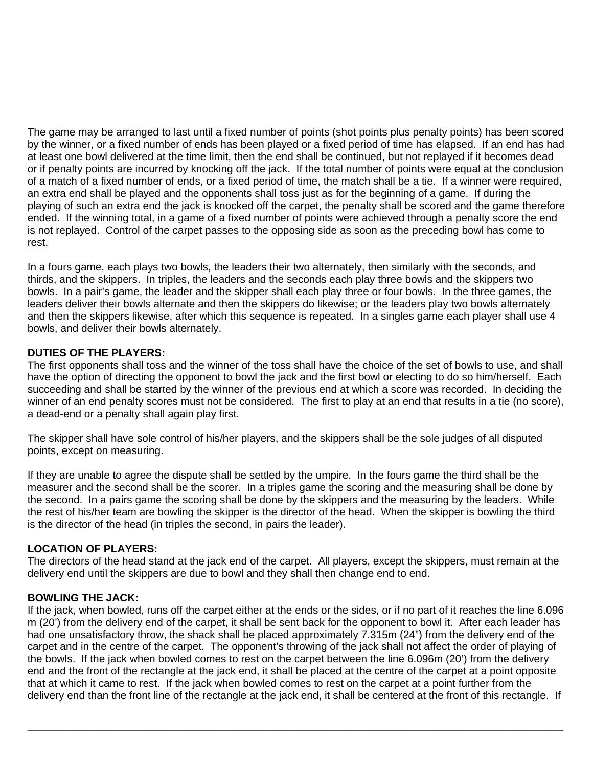The game may be arranged to last until a fixed number of points (shot points plus penalty points) has been scored by the winner, or a fixed number of ends has been played or a fixed period of time has elapsed. If an end has had at least one bowl delivered at the time limit, then the end shall be continued, but not replayed if it becomes dead or if penalty points are incurred by knocking off the jack. If the total number of points were equal at the conclusion of a match of a fixed number of ends, or a fixed period of time, the match shall be a tie. If a winner were required, an extra end shall be played and the opponents shall toss just as for the beginning of a game. If during the playing of such an extra end the jack is knocked off the carpet, the penalty shall be scored and the game therefore ended. If the winning total, in a game of a fixed number of points were achieved through a penalty score the end is not replayed. Control of the carpet passes to the opposing side as soon as the preceding bowl has come to rest.

In a fours game, each plays two bowls, the leaders their two alternately, then similarly with the seconds, and thirds, and the skippers. In triples, the leaders and the seconds each play three bowls and the skippers two bowls. In a pair's game, the leader and the skipper shall each play three or four bowls. In the three games, the leaders deliver their bowls alternate and then the skippers do likewise; or the leaders play two bowls alternately and then the skippers likewise, after which this sequence is repeated. In a singles game each player shall use 4 bowls, and deliver their bowls alternately.

**DUTIES OF THE PLAYERS:**
The first opponents shall toss and the winner of the toss shall have the choice of the set of bowls to use, and shall have the option of directing the opponent to bowl the jack and the first bowl or electing to do so him/herself. Each succeeding and shall be started by the winner of the previous end at which a score was recorded. In deciding the winner of an end penalty scores must not be considered. The first to play at an end that results in a tie (no score), a dead-end or a penalty shall again play first.

The skipper shall have sole control of his/her players, and the skippers shall be the sole judges of all disputed points, except on measuring.

If they are unable to agree the dispute shall be settled by the umpire. In the fours game the third shall be the measurer and the second shall be the scorer. In a triples game the scoring and the measuring shall be done by the second. In a pairs game the scoring shall be done by the skippers and the measuring by the leaders. While the rest of his/her team are bowling the skipper is the director of the head. When the skipper is bowling the third is the director of the head (in triples the second, in pairs the leader).

**LOCATION OF PLAYERS:**
The directors of the head stand at the jack end of the carpet. All players, except the skippers, must remain at the delivery end until the skippers are due to bowl and they shall then change end to end.

**BOWLING THE JACK:**
If the jack, when bowled, runs off the carpet either at the ends or the sides, or if no part of it reaches the line 6.096 m (20') from the delivery end of the carpet, it shall be sent back for the opponent to bowl it. After each leader has had one unsatisfactory throw, the shack shall be placed approximately 7.315m (24") from the delivery end of the carpet and in the centre of the carpet. The opponent's throwing of the jack shall not affect the order of playing of the bowls. If the jack when bowled comes to rest on the carpet between the line 6.096m (20') from the delivery end and the front of the rectangle at the jack end, it shall be placed at the centre of the carpet at a point opposite that at which it came to rest. If the jack when bowled comes to rest on the carpet at a point further from the delivery end than the front line of the rectangle at the jack end, it shall be centered at the front of this rectangle. If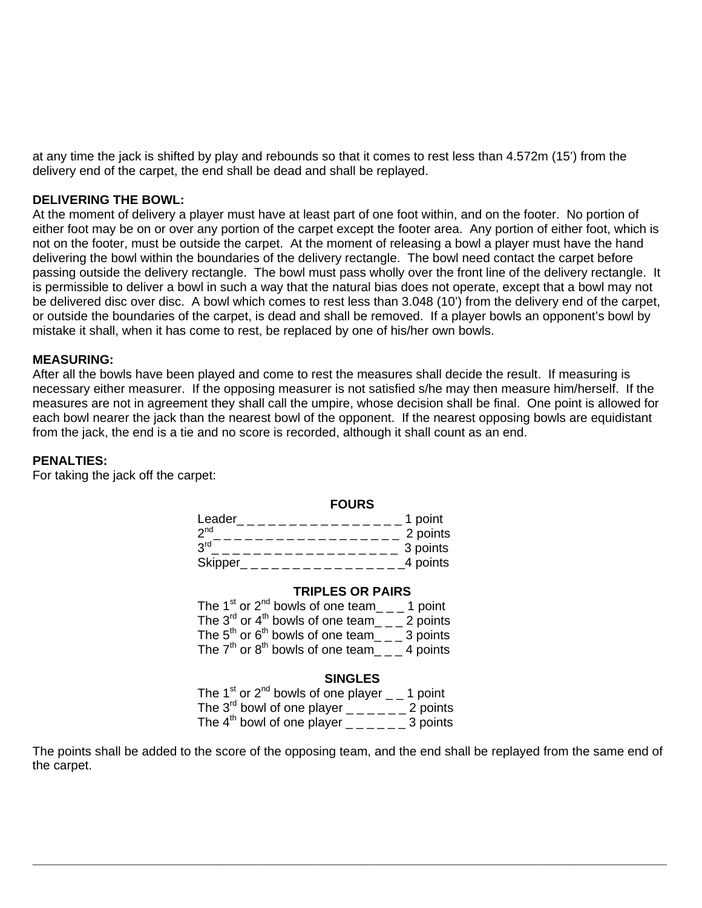at any time the jack is shifted by play and rebounds so that it comes to rest less than 4.572m (15') from the delivery end of the carpet, the end shall be dead and shall be replayed.

**DELIVERING THE BOWL:**
At the moment of delivery a player must have at least part of one foot within, and on the footer. No portion of either foot may be on or over any portion of the carpet except the footer area. Any portion of either foot, which is not on the footer, must be outside the carpet. At the moment of releasing a bowl a player must have the hand delivering the bowl within the boundaries of the delivery rectangle. The bowl need contact the carpet before passing outside the delivery rectangle. The bowl must pass wholly over the front line of the delivery rectangle. It is permissible to deliver a bowl in such a way that the natural bias does not operate, except that a bowl may not be delivered disc over disc. A bowl which comes to rest less than 3.048 (10') from the delivery end of the carpet, or outside the boundaries of the carpet, is dead and shall be removed. If a player bowls an opponent's bowl by mistake it shall, when it has come to rest, be replaced by one of his/her own bowls.

**MEASURING:**
After all the bowls have been played and come to rest the measures shall decide the result. If measuring is necessary either measurer. If the opposing measurer is not satisfied s/he may then measure him/herself. If the measures are not in agreement they shall call the umpire, whose decision shall be final. One point is allowed for each bowl nearer the jack than the nearest bowl of the opponent. If the nearest opposing bowls are equidistant from the jack, the end is a tie and no score is recorded, although it shall count as an end.

**PENALTIES:**
For taking the jack off the carpet:

**FOURS**

Leader_ _ _ _ _ _ _ _ _ _ _ _ _ _ _ _ _ 1 point
2nd_ _ _ _ _ _ _ _ _ _ _ _ _ _ _ _ _ _ _ 2 points
3rd_ _ _ _ _ _ _ _ _ _ _ _ _ _ _ _ _ _ _ 3 points
Skipper_ _ _ _ _ _ _ _ _ _ _ _ _ _ _ _ _4 points

**TRIPLES OR PAIRS**

The 1st or 2nd bowls of one team_ _ _ 1 point
The 3rd or 4th bowls of one team_ _ _ 2 points
The 5th or 6th bowls of one team_ _ _ 3 points
The 7th or 8th bowls of one team_ _ _ 4 points

**SINGLES**

The 1st or 2nd bowls of one player _ _ 1 point
The 3rd bowl of one player _ _ _ _ _ _ 2 points
The 4th bowl of one player _ _ _ _ _ _ 3 points

The points shall be added to the score of the opposing team, and the end shall be replayed from the same end of the carpet.